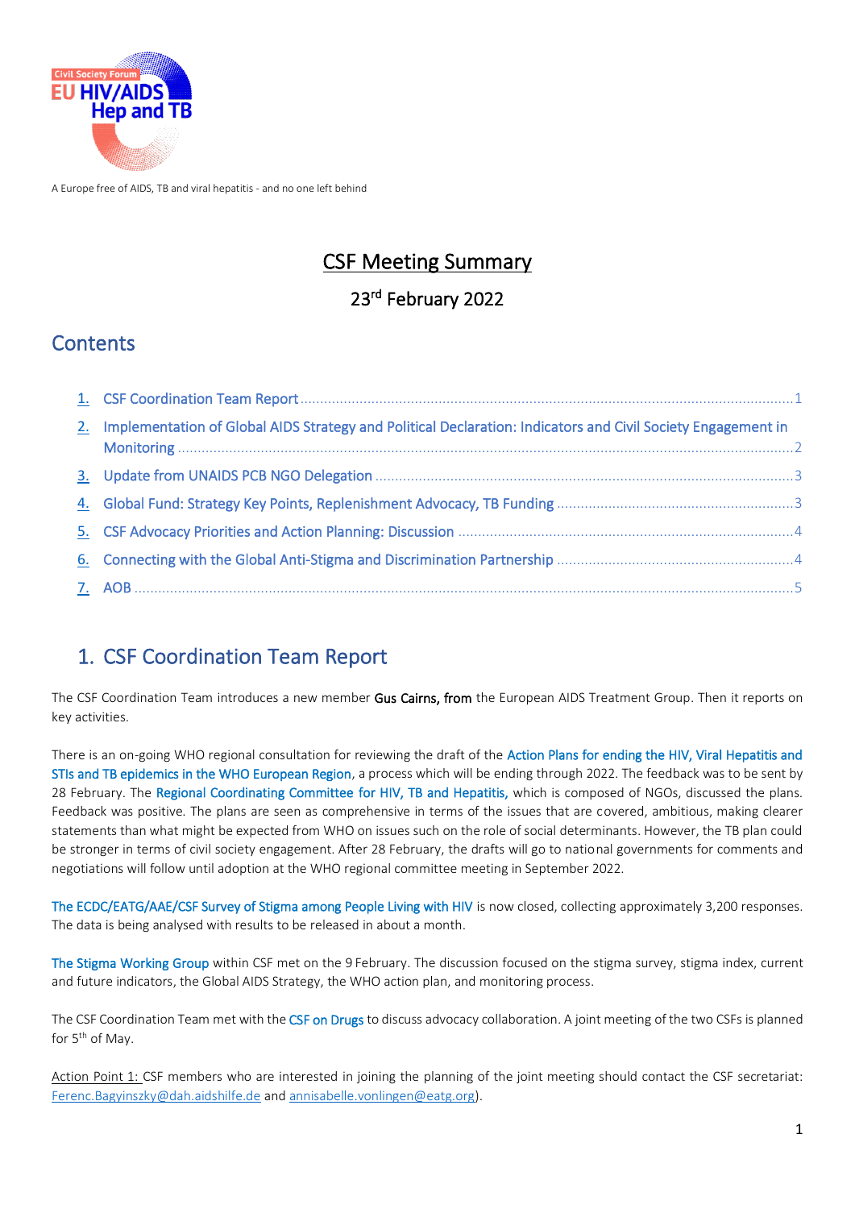Civil Society Forum
EU HIV/AIDS Hep and TB

A Europe free of AIDS, TB and viral hepatitis - and no one left behind

# CSF Meeting Summary

23rd February 2022

## Contents

1. CSF Coordination Team Report ........ 1
2. Implementation of Global AIDS Strategy and Political Declaration: Indicators and Civil Society Engagement in Monitoring ........ 2
3. Update from UNAIDS PCB NGO Delegation ........ 3
4. Global Fund: Strategy Key Points, Replenishment Advocacy, TB Funding ........ 3
5. CSF Advocacy Priorities and Action Planning: Discussion ........ 4
6. Connecting with the Global Anti-Stigma and Discrimination Partnership ........ 4
7. AOB ........ 5

## 1. CSF Coordination Team Report

The CSF Coordination Team introduces a new member Gus Cairns, from the European AIDS Treatment Group. Then it reports on key activities.

There is an on-going WHO regional consultation for reviewing the draft of the Action Plans for ending the HIV, Viral Hepatitis and STIs and TB epidemics in the WHO European Region, a process which will be ending through 2022. The feedback was to be sent by 28 February. The Regional Coordinating Committee for HIV, TB and Hepatitis, which is composed of NGOs, discussed the plans. Feedback was positive. The plans are seen as comprehensive in terms of the issues that are covered, ambitious, making clearer statements than what might be expected from WHO on issues such on the role of social determinants. However, the TB plan could be stronger in terms of civil society engagement. After 28 February, the drafts will go to national governments for comments and negotiations will follow until adoption at the WHO regional committee meeting in September 2022.

The ECDC/EATG/AAE/CSF Survey of Stigma among People Living with HIV is now closed, collecting approximately 3,200 responses. The data is being analysed with results to be released in about a month.

The Stigma Working Group within CSF met on the 9 February. The discussion focused on the stigma survey, stigma index, current and future indicators, the Global AIDS Strategy, the WHO action plan, and monitoring process.

The CSF Coordination Team met with the CSF on Drugs to discuss advocacy collaboration. A joint meeting of the two CSFs is planned for 5th of May.

Action Point 1: CSF members who are interested in joining the planning of the joint meeting should contact the CSF secretariat: Ferenc.Bagyinszky@dah.aidshilfe.de and annisabelle.vonlingen@eatg.org).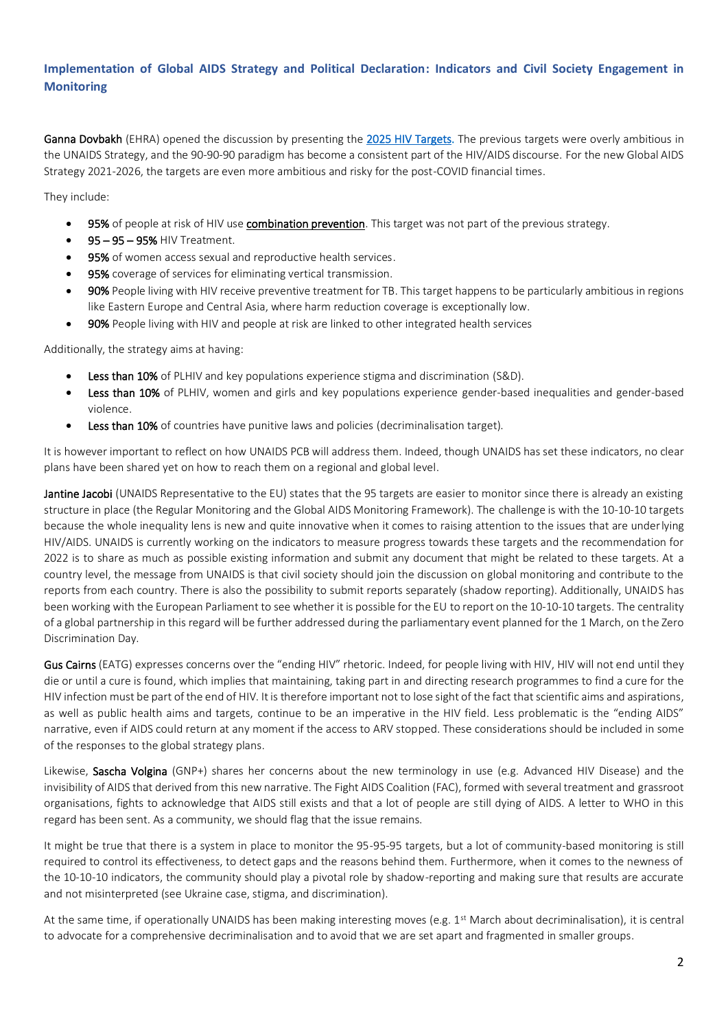## Implementation of Global AIDS Strategy and Political Declaration: Indicators and Civil Society Engagement in Monitoring

**Ganna Dovbakh** (EHRA) opened the discussion by presenting the [2025 HIV Targets.](2025 HIV Targets) The previous targets were overly ambitious in the UNAIDS Strategy, and the 90-90-90 paradigm has become a consistent part of the HIV/AIDS discourse. For the new Global AIDS Strategy 2021-2026, the targets are even more ambitious and risky for the post-COVID financial times.

They include:

- **95%** of people at risk of HIV use **combination prevention**. This target was not part of the previous strategy.
- **95 – 95 – 95%** HIV Treatment.
- **95%** of women access sexual and reproductive health services.
- **95%** coverage of services for eliminating vertical transmission.
- **90%** People living with HIV receive preventive treatment for TB. This target happens to be particularly ambitious in regions like Eastern Europe and Central Asia, where harm reduction coverage is exceptionally low.
- **90%** People living with HIV and people at risk are linked to other integrated health services

Additionally, the strategy aims at having:

- **Less than 10%** of PLHIV and key populations experience stigma and discrimination (S&D).
- **Less than 10%** of PLHIV, women and girls and key populations experience gender-based inequalities and gender-based violence.
- **Less than 10%** of countries have punitive laws and policies (decriminalisation target).

It is however important to reflect on how UNAIDS PCB will address them. Indeed, though UNAIDS has set these indicators, no clear plans have been shared yet on how to reach them on a regional and global level.

**Jantine Jacobi** (UNAIDS Representative to the EU) states that the 95 targets are easier to monitor since there is already an existing structure in place (the Regular Monitoring and the Global AIDS Monitoring Framework). The challenge is with the 10-10-10 targets because the whole inequality lens is new and quite innovative when it comes to raising attention to the issues that are underlying HIV/AIDS. UNAIDS is currently working on the indicators to measure progress towards these targets and the recommendation for 2022 is to share as much as possible existing information and submit any document that might be related to these targets. At a country level, the message from UNAIDS is that civil society should join the discussion on global monitoring and contribute to the reports from each country. There is also the possibility to submit reports separately (shadow reporting). Additionally, UNAIDS has been working with the European Parliament to see whether it is possible for the EU to report on the 10-10-10 targets. The centrality of a global partnership in this regard will be further addressed during the parliamentary event planned for the 1 March, on the Zero Discrimination Day.

**Gus Cairns** (EATG) expresses concerns over the "ending HIV" rhetoric. Indeed, for people living with HIV, HIV will not end until they die or until a cure is found, which implies that maintaining, taking part in and directing research programmes to find a cure for the HIV infection must be part of the end of HIV. It is therefore important not to lose sight of the fact that scientific aims and aspirations, as well as public health aims and targets, continue to be an imperative in the HIV field. Less problematic is the "ending AIDS" narrative, even if AIDS could return at any moment if the access to ARV stopped. These considerations should be included in some of the responses to the global strategy plans.

Likewise, **Sascha Volgina** (GNP+) shares her concerns about the new terminology in use (e.g. Advanced HIV Disease) and the invisibility of AIDS that derived from this new narrative. The Fight AIDS Coalition (FAC), formed with several treatment and grassroot organisations, fights to acknowledge that AIDS still exists and that a lot of people are still dying of AIDS. A letter to WHO in this regard has been sent. As a community, we should flag that the issue remains.

It might be true that there is a system in place to monitor the 95-95-95 targets, but a lot of community-based monitoring is still required to control its effectiveness, to detect gaps and the reasons behind them. Furthermore, when it comes to the newness of the 10-10-10 indicators, the community should play a pivotal role by shadow-reporting and making sure that results are accurate and not misinterpreted (see Ukraine case, stigma, and discrimination).

At the same time, if operationally UNAIDS has been making interesting moves (e.g. 1st March about decriminalisation), it is central to advocate for a comprehensive decriminalisation and to avoid that we are set apart and fragmented in smaller groups.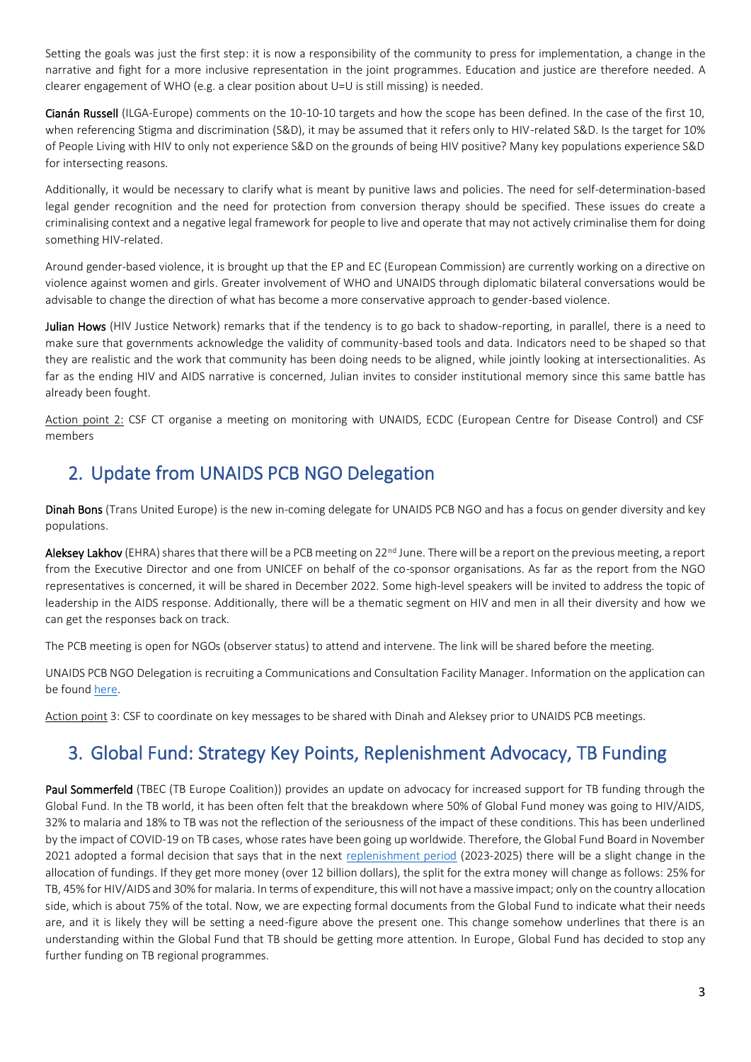Setting the goals was just the first step: it is now a responsibility of the community to press for implementation, a change in the narrative and fight for a more inclusive representation in the joint programmes. Education and justice are therefore needed. A clearer engagement of WHO (e.g. a clear position about U=U is still missing) is needed.

**Cianán Russell** (ILGA-Europe) comments on the 10-10-10 targets and how the scope has been defined. In the case of the first 10, when referencing Stigma and discrimination (S&D), it may be assumed that it refers only to HIV-related S&D. Is the target for 10% of People Living with HIV to only not experience S&D on the grounds of being HIV positive? Many key populations experience S&D for intersecting reasons.

Additionally, it would be necessary to clarify what is meant by punitive laws and policies. The need for self-determination-based legal gender recognition and the need for protection from conversion therapy should be specified. These issues do create a criminalising context and a negative legal framework for people to live and operate that may not actively criminalise them for doing something HIV-related.

Around gender-based violence, it is brought up that the EP and EC (European Commission) are currently working on a directive on violence against women and girls. Greater involvement of WHO and UNAIDS through diplomatic bilateral conversations would be advisable to change the direction of what has become a more conservative approach to gender-based violence.

**Julian Hows** (HIV Justice Network) remarks that if the tendency is to go back to shadow-reporting, in parallel, there is a need to make sure that governments acknowledge the validity of community-based tools and data. Indicators need to be shaped so that they are realistic and the work that community has been doing needs to be aligned, while jointly looking at intersectionalities. As far as the ending HIV and AIDS narrative is concerned, Julian invites to consider institutional memory since this same battle has already been fought.

Action point 2: CSF CT organise a meeting on monitoring with UNAIDS, ECDC (European Centre for Disease Control) and CSF members

## 2. Update from UNAIDS PCB NGO Delegation

**Dinah Bons** (Trans United Europe) is the new in-coming delegate for UNAIDS PCB NGO and has a focus on gender diversity and key populations.

**Aleksey Lakhov** (EHRA) shares that there will be a PCB meeting on 22nd June. There will be a report on the previous meeting, a report from the Executive Director and one from UNICEF on behalf of the co-sponsor organisations. As far as the report from the NGO representatives is concerned, it will be shared in December 2022. Some high-level speakers will be invited to address the topic of leadership in the AIDS response. Additionally, there will be a thematic segment on HIV and men in all their diversity and how we can get the responses back on track.

The PCB meeting is open for NGOs (observer status) to attend and intervene. The link will be shared before the meeting.

UNAIDS PCB NGO Delegation is recruiting a Communications and Consultation Facility Manager. Information on the application can be found here.

Action point 3: CSF to coordinate on key messages to be shared with Dinah and Aleksey prior to UNAIDS PCB meetings.

## 3. Global Fund: Strategy Key Points, Replenishment Advocacy, TB Funding

**Paul Sommerfeld** (TBEC (TB Europe Coalition)) provides an update on advocacy for increased support for TB funding through the Global Fund. In the TB world, it has been often felt that the breakdown where 50% of Global Fund money was going to HIV/AIDS, 32% to malaria and 18% to TB was not the reflection of the seriousness of the impact of these conditions. This has been underlined by the impact of COVID-19 on TB cases, whose rates have been going up worldwide. Therefore, the Global Fund Board in November 2021 adopted a formal decision that says that in the next replenishment period (2023-2025) there will be a slight change in the allocation of fundings. If they get more money (over 12 billion dollars), the split for the extra money will change as follows: 25% for TB, 45% for HIV/AIDS and 30% for malaria. In terms of expenditure, this will not have a massive impact; only on the country allocation side, which is about 75% of the total. Now, we are expecting formal documents from the Global Fund to indicate what their needs are, and it is likely they will be setting a need-figure above the present one. This change somehow underlines that there is an understanding within the Global Fund that TB should be getting more attention. In Europe, Global Fund has decided to stop any further funding on TB regional programmes.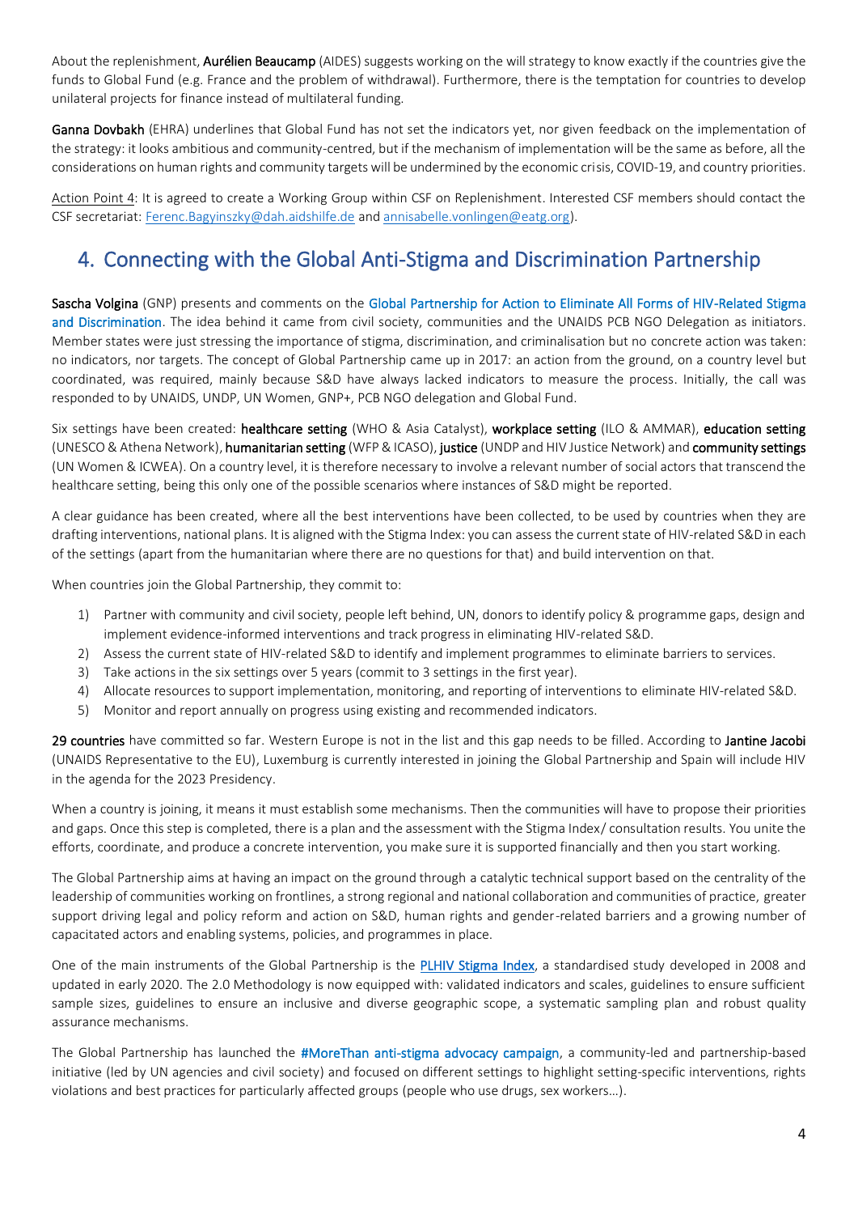About the replenishment, **Aurélien Beaucamp** (AIDES) suggests working on the will strategy to know exactly if the countries give the funds to Global Fund (e.g. France and the problem of withdrawal). Furthermore, there is the temptation for countries to develop unilateral projects for finance instead of multilateral funding.

**Ganna Dovbakh** (EHRA) underlines that Global Fund has not set the indicators yet, nor given feedback on the implementation of the strategy: it looks ambitious and community-centred, but if the mechanism of implementation will be the same as before, all the considerations on human rights and community targets will be undermined by the economic crisis, COVID-19, and country priorities.

Action Point 4: It is agreed to create a Working Group within CSF on Replenishment. Interested CSF members should contact the CSF secretariat: Ferenc.Bagyinszky@dah.aidshilfe.de and annisabelle.vonlingen@eatg.org).

## 4. Connecting with the Global Anti-Stigma and Discrimination Partnership

**Sascha Volgina** (GNP) presents and comments on the Global Partnership for Action to Eliminate All Forms of HIV-Related Stigma and Discrimination. The idea behind it came from civil society, communities and the UNAIDS PCB NGO Delegation as initiators. Member states were just stressing the importance of stigma, discrimination, and criminalisation but no concrete action was taken: no indicators, nor targets. The concept of Global Partnership came up in 2017: an action from the ground, on a country level but coordinated, was required, mainly because S&D have always lacked indicators to measure the process. Initially, the call was responded to by UNAIDS, UNDP, UN Women, GNP+, PCB NGO delegation and Global Fund.

Six settings have been created: **healthcare setting** (WHO & Asia Catalyst), **workplace setting** (ILO & AMMAR), **education setting** (UNESCO & Athena Network), **humanitarian setting** (WFP & ICASO), **justice** (UNDP and HIV Justice Network) and **community settings** (UN Women & ICWEA). On a country level, it is therefore necessary to involve a relevant number of social actors that transcend the healthcare setting, being this only one of the possible scenarios where instances of S&D might be reported.

A clear guidance has been created, where all the best interventions have been collected, to be used by countries when they are drafting interventions, national plans. It is aligned with the Stigma Index: you can assess the current state of HIV-related S&D in each of the settings (apart from the humanitarian where there are no questions for that) and build intervention on that.

When countries join the Global Partnership, they commit to:

1) Partner with community and civil society, people left behind, UN, donors to identify policy & programme gaps, design and implement evidence-informed interventions and track progress in eliminating HIV-related S&D.
2) Assess the current state of HIV-related S&D to identify and implement programmes to eliminate barriers to services.
3) Take actions in the six settings over 5 years (commit to 3 settings in the first year).
4) Allocate resources to support implementation, monitoring, and reporting of interventions to eliminate HIV-related S&D.
5) Monitor and report annually on progress using existing and recommended indicators.

**29 countries** have committed so far. Western Europe is not in the list and this gap needs to be filled. According to **Jantine Jacobi** (UNAIDS Representative to the EU), Luxemburg is currently interested in joining the Global Partnership and Spain will include HIV in the agenda for the 2023 Presidency.

When a country is joining, it means it must establish some mechanisms. Then the communities will have to propose their priorities and gaps. Once this step is completed, there is a plan and the assessment with the Stigma Index/ consultation results. You unite the efforts, coordinate, and produce a concrete intervention, you make sure it is supported financially and then you start working.

The Global Partnership aims at having an impact on the ground through a catalytic technical support based on the centrality of the leadership of communities working on frontlines, a strong regional and national collaboration and communities of practice, greater support driving legal and policy reform and action on S&D, human rights and gender-related barriers and a growing number of capacitated actors and enabling systems, policies, and programmes in place.

One of the main instruments of the Global Partnership is the PLHIV Stigma Index, a standardised study developed in 2008 and updated in early 2020. The 2.0 Methodology is now equipped with: validated indicators and scales, guidelines to ensure sufficient sample sizes, guidelines to ensure an inclusive and diverse geographic scope, a systematic sampling plan and robust quality assurance mechanisms.

The Global Partnership has launched the #MoreThan anti-stigma advocacy campaign, a community-led and partnership-based initiative (led by UN agencies and civil society) and focused on different settings to highlight setting-specific interventions, rights violations and best practices for particularly affected groups (people who use drugs, sex workers…).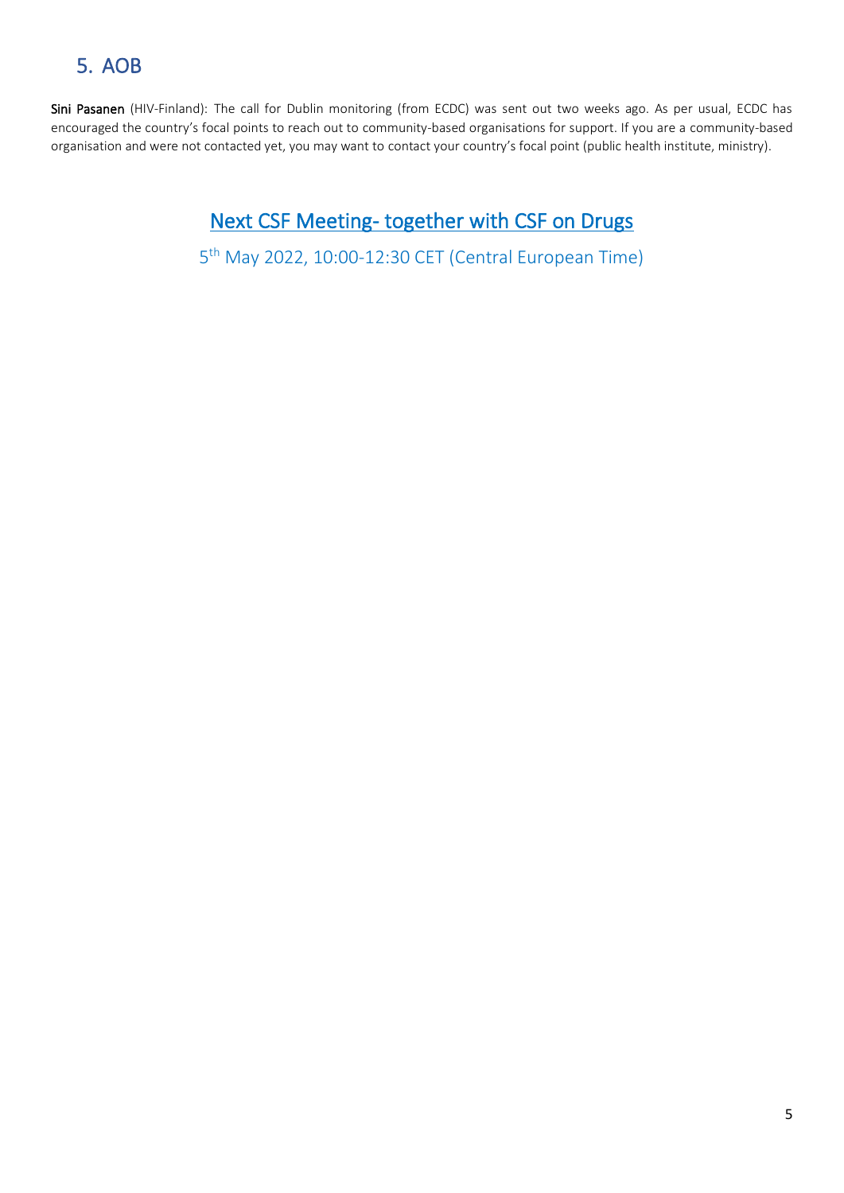## 5. AOB

**Sini Pasanen** (HIV-Finland): The call for Dublin monitoring (from ECDC) was sent out two weeks ago. As per usual, ECDC has encouraged the country's focal points to reach out to community-based organisations for support. If you are a community-based organisation and were not contacted yet, you may want to contact your country's focal point (public health institute, ministry).

### Next CSF Meeting- together with CSF on Drugs

5th May 2022, 10:00-12:30 CET (Central European Time)